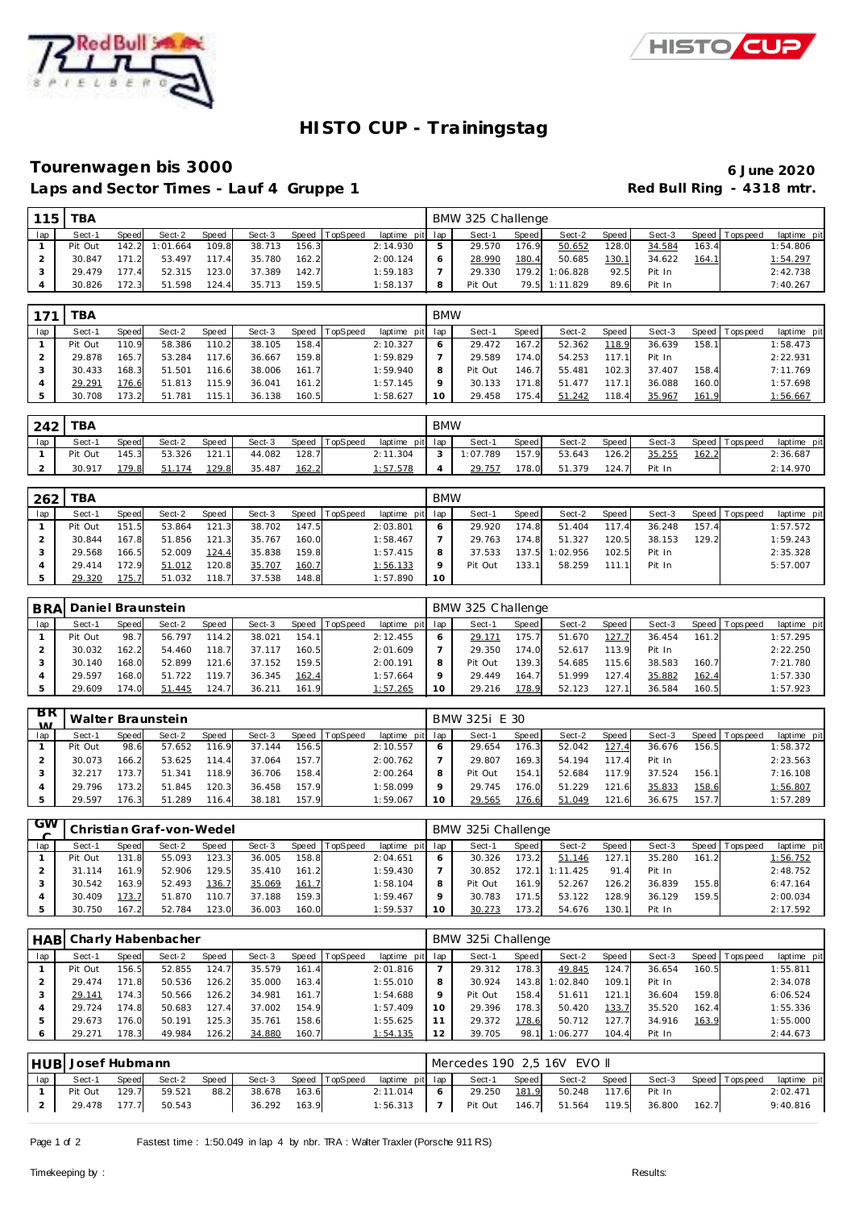# HISTO CUP - Trainingstag

## Tourenwagen bis 3000

**6 June 2020**

**Laps and Sector Times - Lauf 4 Gruppe 1**

**Red Bull Ring - 4318 mtr.**

| 115 | TBA | | | | | | | | | BMW 325 Challenge | | | | | | | |
|---|---|---|---|---|---|---|---|---|---|---|---|---|---|---|---|---|---|
| lap | Sect-1 | Speed | Sect-2 | Speed | Sect-3 | Speed | TopSpeed | laptime pit | lap | Sect-1 | Speed | Sect-2 | Speed | Sect-3 | Speed | Topspeed | laptime pit |
| 1 | Pit Out | 142.2 | 1:01.664 | 109.8 | 38.713 | 156.3 | | 2:14.930 | 5 | 29.570 | 176.9 | 50.652 | 128.0 | 34.584 | 163.4 | | 1:54.806 |
| 2 | 30.847 | 171.2 | 53.497 | 117.4 | 35.780 | 162.2 | | 2:00.124 | 6 | 28.990 | 180.4 | 50.685 | 130.1 | 34.622 | 164.1 | | 1:54.297 |
| 3 | 29.479 | 177.4 | 52.315 | 123.0 | 37.389 | 142.7 | | 1:59.183 | 7 | 29.330 | 179.2 | 1:06.828 | 92.5 | Pit In | | | 2:42.738 |
| 4 | 30.826 | 172.3 | 51.598 | 124.4 | 35.713 | 159.5 | | 1:58.137 | 8 | Pit Out | 79.5 | 1:11.829 | 89.6 | Pit In | | | 7:40.267 |

| 171 | TBA | | | | | | | | | BMW | | | | | | | |
|---|---|---|---|---|---|---|---|---|---|---|---|---|---|---|---|---|---|
| lap | Sect-1 | Speed | Sect-2 | Speed | Sect-3 | Speed | TopSpeed | laptime pit | lap | Sect-1 | Speed | Sect-2 | Speed | Sect-3 | Speed | Topspeed | laptime pit |
| 1 | Pit Out | 110.9 | 58.386 | 110.2 | 38.105 | 158.4 | | 2:10.327 | 6 | 29.472 | 167.2 | 52.362 | 118.9 | 36.639 | 158.1 | | 1:58.473 |
| 2 | 29.878 | 165.7 | 53.284 | 117.6 | 36.667 | 159.8 | | 1:59.829 | 7 | 29.589 | 174.0 | 54.253 | 117.1 | Pit In | | | 2:22.931 |
| 3 | 30.433 | 168.3 | 51.501 | 116.6 | 38.006 | 161.7 | | 1:59.940 | 8 | Pit Out | 146.7 | 55.481 | 102.3 | 37.407 | 158.4 | | 7:11.769 |
| 4 | 29.291 | 176.6 | 51.813 | 115.9 | 36.041 | 161.2 | | 1:57.145 | 9 | 30.133 | 171.8 | 51.477 | 117.1 | 36.088 | 160.0 | | 1:57.698 |
| 5 | 30.708 | 173.2 | 51.781 | 115.1 | 36.138 | 160.5 | | 1:58.627 | 10 | 29.458 | 175.4 | 51.242 | 118.4 | 35.967 | 161.9 | | 1:56.667 |

| 242 | TBA | | | | | | | | | BMW | | | | | | | |
|---|---|---|---|---|---|---|---|---|---|---|---|---|---|---|---|---|---|
| lap | Sect-1 | Speed | Sect-2 | Speed | Sect-3 | Speed | TopSpeed | laptime pit | lap | Sect-1 | Speed | Sect-2 | Speed | Sect-3 | Speed | Topspeed | laptime pit |
| 1 | Pit Out | 145.3 | 53.326 | 121.1 | 44.082 | 128.7 | | 2:11.304 | 3 | 1:07.789 | 157.9 | 53.643 | 126.2 | 35.255 | 162.2 | | 2:36.687 |
| 2 | 30.917 | 179.8 | 51.174 | 129.8 | 35.487 | 162.2 | | 1:57.578 | 4 | 29.757 | 178.0 | 51.379 | 124.7 | Pit In | | | 2:14.970 |

| 262 | TBA | | | | | | | | | BMW | | | | | | | |
|---|---|---|---|---|---|---|---|---|---|---|---|---|---|---|---|---|---|
| lap | Sect-1 | Speed | Sect-2 | Speed | Sect-3 | Speed | TopSpeed | laptime pit | lap | Sect-1 | Speed | Sect-2 | Speed | Sect-3 | Speed | Topspeed | laptime pit |
| 1 | Pit Out | 151.5 | 53.864 | 121.3 | 38.702 | 147.5 | | 2:03.801 | 6 | 29.920 | 174.8 | 51.404 | 117.4 | 36.248 | 157.4 | | 1:57.572 |
| 2 | 30.844 | 167.8 | 51.856 | 121.3 | 35.767 | 160.0 | | 1:58.467 | 7 | 29.763 | 174.8 | 51.327 | 120.5 | 38.153 | 129.2 | | 1:59.243 |
| 3 | 29.568 | 166.5 | 52.009 | 124.4 | 35.838 | 159.8 | | 1:57.415 | 8 | 37.533 | 137.5 | 1:02.956 | 102.5 | Pit In | | | 2:35.328 |
| 4 | 29.414 | 172.9 | 51.012 | 120.8 | 35.707 | 160.7 | | 1:56.133 | 9 | Pit Out | 133.1 | 58.259 | 111.1 | Pit In | | | 5:57.007 |
| 5 | 29.320 | 175.7 | 51.032 | 118.7 | 37.538 | 148.8 | | 1:57.890 | 10 | | | | | | | | |

| BRA | Daniel Braunstein | | | | | | | | | BMW 325 Challenge | | | | | | | |
|---|---|---|---|---|---|---|---|---|---|---|---|---|---|---|---|---|---|
| lap | Sect-1 | Speed | Sect-2 | Speed | Sect-3 | Speed | TopSpeed | laptime pit | lap | Sect-1 | Speed | Sect-2 | Speed | Sect-3 | Speed | Topspeed | laptime pit |
| 1 | Pit Out | 98.7 | 56.797 | 114.2 | 38.021 | 154.1 | | 2:12.455 | 6 | 29.171 | 175.7 | 51.670 | 127.7 | 36.454 | 161.2 | | 1:57.295 |
| 2 | 30.032 | 162.2 | 54.460 | 118.7 | 37.117 | 160.5 | | 2:01.609 | 7 | 29.350 | 174.0 | 52.617 | 113.9 | Pit In | | | 2:22.250 |
| 3 | 30.140 | 168.0 | 52.899 | 121.6 | 37.152 | 159.5 | | 2:00.191 | 8 | Pit Out | 139.3 | 54.685 | 115.6 | 38.583 | 160.7 | | 7:21.780 |
| 4 | 29.597 | 168.0 | 51.722 | 119.7 | 36.345 | 162.4 | | 1:57.664 | 9 | 29.449 | 164.7 | 51.999 | 127.4 | 35.882 | 162.4 | | 1:57.330 |
| 5 | 29.609 | 174.0 | 51.445 | 124.7 | 36.211 | 161.9 | | 1:57.265 | 10 | 29.216 | 178.9 | 52.123 | 127.1 | 36.584 | 160.5 | | 1:57.923 |

| BRW | Walter Braunstein | | | | | | | | | BMW 325i E 30 | | | | | | | |
|---|---|---|---|---|---|---|---|---|---|---|---|---|---|---|---|---|---|
| lap | Sect-1 | Speed | Sect-2 | Speed | Sect-3 | Speed | TopSpeed | laptime pit | lap | Sect-1 | Speed | Sect-2 | Speed | Sect-3 | Speed | Topspeed | laptime pit |
| 1 | Pit Out | 98.6 | 57.652 | 116.9 | 37.144 | 156.5 | | 2:10.557 | 6 | 29.654 | 176.3 | 52.042 | 127.4 | 36.676 | 156.5 | | 1:58.372 |
| 2 | 30.073 | 166.2 | 53.625 | 114.4 | 37.064 | 157.7 | | 2:00.762 | 7 | 29.807 | 169.3 | 54.194 | 117.4 | Pit In | | | 2:23.563 |
| 3 | 32.217 | 173.7 | 51.341 | 118.9 | 36.706 | 158.4 | | 2:00.264 | 8 | Pit Out | 154.1 | 52.684 | 117.9 | 37.524 | 156.1 | | 7:16.108 |
| 4 | 29.796 | 173.2 | 51.845 | 120.3 | 36.458 | 157.9 | | 1:58.099 | 9 | 29.745 | 176.0 | 51.229 | 121.6 | 35.833 | 158.6 | | 1:56.807 |
| 5 | 29.597 | 176.3 | 51.289 | 116.4 | 38.181 | 157.9 | | 1:59.067 | 10 | 29.565 | 176.6 | 51.049 | 121.6 | 36.675 | 157.7 | | 1:57.289 |

| GWC | Christian Graf-von-Wedel | | | | | | | | | BMW 325i Challenge | | | | | | | |
|---|---|---|---|---|---|---|---|---|---|---|---|---|---|---|---|---|---|
| lap | Sect-1 | Speed | Sect-2 | Speed | Sect-3 | Speed | TopSpeed | laptime pit | lap | Sect-1 | Speed | Sect-2 | Speed | Sect-3 | Speed | Topspeed | laptime pit |
| 1 | Pit Out | 131.8 | 55.093 | 123.3 | 36.005 | 158.8 | | 2:04.651 | 6 | 30.326 | 173.2 | 51.146 | 127.1 | 35.280 | 161.2 | | 1:56.752 |
| 2 | 31.114 | 161.9 | 52.906 | 129.5 | 35.410 | 161.2 | | 1:59.430 | 7 | 30.852 | 172.1 | 1:11.425 | 91.4 | Pit In | | | 2:48.752 |
| 3 | 30.542 | 163.9 | 52.493 | 136.7 | 35.069 | 161.7 | | 1:58.104 | 8 | Pit Out | 161.9 | 52.267 | 126.2 | 36.839 | 155.8 | | 6:47.164 |
| 4 | 30.409 | 173.7 | 51.870 | 110.7 | 37.188 | 159.3 | | 1:59.467 | 9 | 30.783 | 171.5 | 53.122 | 128.9 | 36.129 | 159.5 | | 2:00.034 |
| 5 | 30.750 | 167.2 | 52.784 | 123.0 | 36.003 | 160.0 | | 1:59.537 | 10 | 30.273 | 173.2 | 54.676 | 130.1 | Pit In | | | 2:17.592 |

| HAB | Charly Habenbacher | | | | | | | | | BMW 325i Challenge | | | | | | | |
|---|---|---|---|---|---|---|---|---|---|---|---|---|---|---|---|---|---|
| lap | Sect-1 | Speed | Sect-2 | Speed | Sect-3 | Speed | TopSpeed | laptime pit | lap | Sect-1 | Speed | Sect-2 | Speed | Sect-3 | Speed | Topspeed | laptime pit |
| 1 | Pit Out | 156.5 | 52.855 | 124.7 | 35.579 | 161.4 | | 2:01.816 | 7 | 29.312 | 178.3 | 49.845 | 124.7 | 36.654 | 160.5 | | 1:55.811 |
| 2 | 29.474 | 171.8 | 50.536 | 126.2 | 35.000 | 163.4 | | 1:55.010 | 8 | 30.924 | 143.8 | 1:02.840 | 109.1 | Pit In | | | 2:34.078 |
| 3 | 29.141 | 174.3 | 50.566 | 126.2 | 34.981 | 161.7 | | 1:54.688 | 9 | Pit Out | 158.4 | 51.611 | 121.1 | 36.604 | 159.8 | | 6:06.524 |
| 4 | 29.724 | 174.8 | 50.683 | 127.4 | 37.002 | 154.9 | | 1:57.409 | 10 | 29.396 | 178.3 | 50.420 | 133.7 | 35.520 | 162.4 | | 1:55.336 |
| 5 | 29.673 | 176.0 | 50.191 | 125.3 | 35.761 | 158.6 | | 1:55.625 | 11 | 29.372 | 178.6 | 50.712 | 127.7 | 34.916 | 163.9 | | 1:55.000 |
| 6 | 29.271 | 178.3 | 49.984 | 126.2 | 34.880 | 160.7 | | 1:54.135 | 12 | 39.705 | 98.1 | 1:06.277 | 104.4 | Pit In | | | 2:44.673 |

| HUB | Josef Hubmann | | | | | | | | | Mercedes 190 2,5 16V EVO II | | | | | | | |
|---|---|---|---|---|---|---|---|---|---|---|---|---|---|---|---|---|---|
| lap | Sect-1 | Speed | Sect-2 | Speed | Sect-3 | Speed | TopSpeed | laptime pit | lap | Sect-1 | Speed | Sect-2 | Speed | Sect-3 | Speed | Topspeed | laptime pit |
| 1 | Pit Out | 129.7 | 59.521 | 88.2 | 38.678 | 163.6 | | 2:11.014 | 6 | 29.250 | 181.9 | 50.248 | 117.6 | Pit In | | | 2:02.471 |
| 2 | 29.478 | 177.7 | 50.543 | | 36.292 | 163.9 | | 1:56.313 | 7 | Pit Out | 146.7 | 51.564 | 119.5 | 36.800 | 162.7 | | 9:40.816 |

Fastest time : 1:50.049 in lap 4 by nbr. TRA : Walter Traxler (Porsche 911 RS)

Timekeeping by : Results: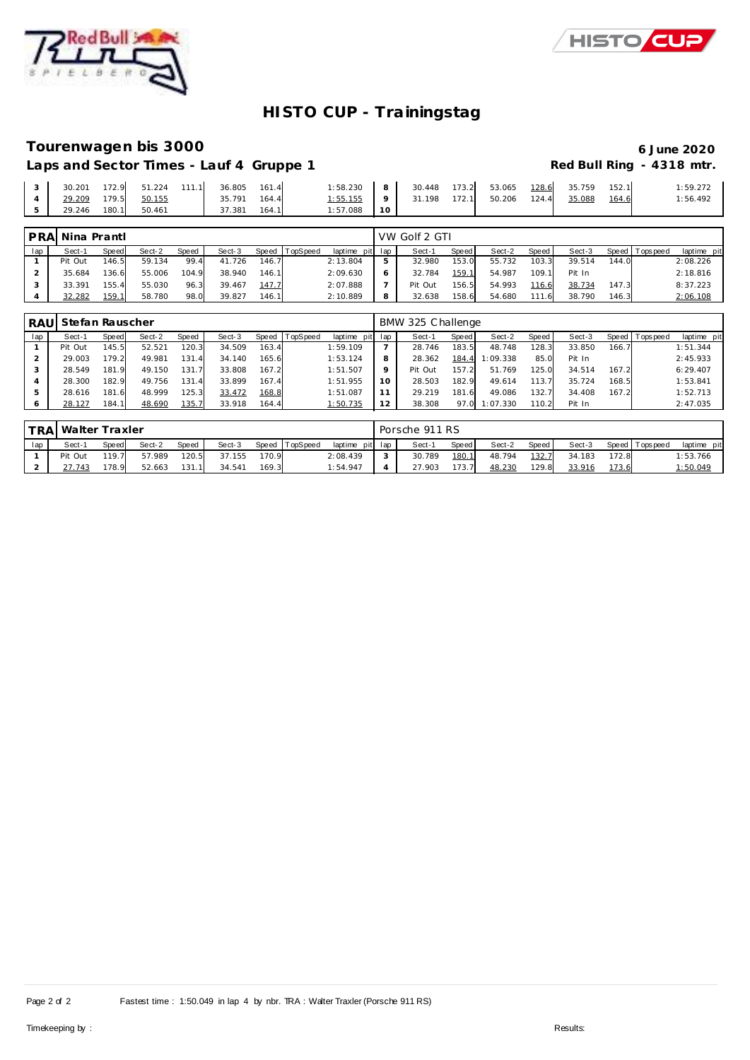# HISTO CUP - Trainingstag

## Tourenwagen bis 3000

**6 June 2020**

### Laps and Sector Times - Lauf 4 Gruppe 1

**Red Bull Ring - 4318 mtr.**

| lap | Sect-1 | Speed | Sect-2 | Speed | Sect-3 | Speed | TopSpeed | laptime pit | lap | Sect-1 | Speed | Sect-2 | Speed | Sect-3 | Speed | Topspeed | laptime pit |
|---|---|---|---|---|---|---|---|---|---|---|---|---|---|---|---|---|---|
| 3 | 30.201 | 172.9 | 51.224 | 111.1 | 36.805 | 161.4 | | 1:58.230 | 8 | 30.448 | 173.2 | 53.065 | 128.6 | 35.759 | 152.1 | | 1:59.272 |
| 4 | 29.209 | 179.5 | 50.155 | | 35.791 | 164.4 | | 1:55.155 | 9 | 31.198 | 172.1 | 50.206 | 124.4 | 35.088 | 164.6 | | 1:56.492 |
| 5 | 29.246 | 180.1 | 50.461 | | 37.381 | 164.1 | | 1:57.088 | 10 | | | | | | | | |

**PRA Nina Prantl** — VW Golf 2 GTI

| lap | Sect-1 | Speed | Sect-2 | Speed | Sect-3 | Speed | TopSpeed | laptime pit | lap | Sect-1 | Speed | Sect-2 | Speed | Sect-3 | Speed | Topspeed | laptime pit |
|---|---|---|---|---|---|---|---|---|---|---|---|---|---|---|---|---|---|
| 1 | Pit Out | 146.5 | 59.134 | 99.4 | 41.726 | 146.7 | | 2:13.804 | 5 | 32.980 | 153.0 | 55.732 | 103.3 | 39.514 | 144.0 | | 2:08.226 |
| 2 | 35.684 | 136.6 | 55.006 | 104.9 | 38.940 | 146.1 | | 2:09.630 | 6 | 32.784 | 159.1 | 54.987 | 109.1 | Pit In | | | 2:18.816 |
| 3 | 33.391 | 155.4 | 55.030 | 96.3 | 39.467 | 147.7 | | 2:07.888 | 7 | Pit Out | 156.5 | 54.993 | 116.6 | 38.734 | 147.3 | | 8:37.223 |
| 4 | 32.282 | 159.1 | 58.780 | 98.0 | 39.827 | 146.1 | | 2:10.889 | 8 | 32.638 | 158.6 | 54.680 | 111.6 | 38.790 | 146.3 | | 2:06.108 |

**RAU Stefan Rauscher** — BMW 325 Challenge

| lap | Sect-1 | Speed | Sect-2 | Speed | Sect-3 | Speed | TopSpeed | laptime pit | lap | Sect-1 | Speed | Sect-2 | Speed | Sect-3 | Speed | Topspeed | laptime pit |
|---|---|---|---|---|---|---|---|---|---|---|---|---|---|---|---|---|---|
| 1 | Pit Out | 145.5 | 52.521 | 120.3 | 34.509 | 163.4 | | 1:59.109 | 7 | 28.746 | 183.5 | 48.748 | 128.3 | 33.850 | 166.7 | | 1:51.344 |
| 2 | 29.003 | 179.2 | 49.981 | 131.4 | 34.140 | 165.6 | | 1:53.124 | 8 | 28.362 | 184.4 | 1:09.338 | 85.0 | Pit In | | | 2:45.933 |
| 3 | 28.549 | 181.9 | 49.150 | 131.7 | 33.808 | 167.2 | | 1:51.507 | 9 | Pit Out | 157.2 | 51.769 | 125.0 | 34.514 | 167.2 | | 6:29.407 |
| 4 | 28.300 | 182.9 | 49.756 | 131.4 | 33.899 | 167.4 | | 1:51.955 | 10 | 28.503 | 182.9 | 49.614 | 113.7 | 35.724 | 168.5 | | 1:53.841 |
| 5 | 28.616 | 181.6 | 48.999 | 125.3 | 33.472 | 168.8 | | 1:51.087 | 11 | 29.219 | 181.6 | 49.086 | 132.7 | 34.408 | 167.2 | | 1:52.713 |
| 6 | 28.127 | 184.1 | 48.690 | 135.7 | 33.918 | 164.4 | | 1:50.735 | 12 | 38.308 | 97.0 | 1:07.330 | 110.2 | Pit In | | | 2:47.035 |

**TRA Walter Traxler** — Porsche 911 RS

| lap | Sect-1 | Speed | Sect-2 | Speed | Sect-3 | Speed | TopSpeed | laptime pit | lap | Sect-1 | Speed | Sect-2 | Speed | Sect-3 | Speed | Topspeed | laptime pit |
|---|---|---|---|---|---|---|---|---|---|---|---|---|---|---|---|---|---|
| 1 | Pit Out | 119.7 | 57.989 | 120.5 | 37.155 | 170.9 | | 2:08.439 | 3 | 30.789 | 180.1 | 48.794 | 132.7 | 34.183 | 172.8 | | 1:53.766 |
| 2 | 27.743 | 178.9 | 52.663 | 131.1 | 34.541 | 169.3 | | 1:54.947 | 4 | 27.903 | 173.7 | 48.230 | 129.8 | 33.916 | 173.6 | | 1:50.049 |

Fastest time : 1:50.049 in lap 4 by nbr. TRA : Walter Traxler (Porsche 911 RS)

Timekeeping by :

Results: